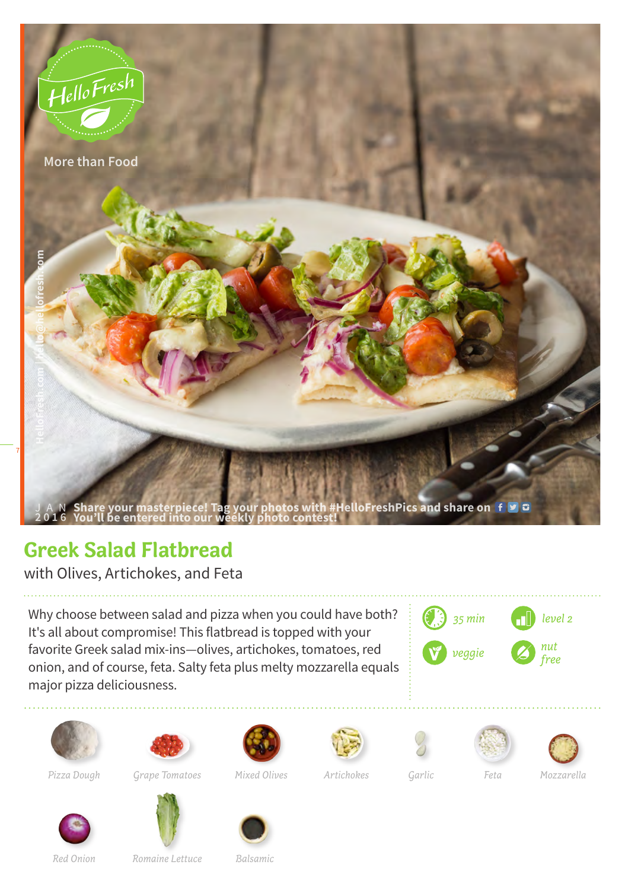HelloFresh

More than Food

JAN 2016 Share your masterpiece! Tag your photos with #HelloFreshPics and share on
You'll be entered into our weekly photo contest!

HelloFresh.com | hello@hellofresh.com

# Greek Salad Flatbread

with Olives, Artichokes, and Feta

Why choose between salad and pizza when you could have both? It's all about compromise! This flatbread is topped with your favorite Greek salad mix-ins—olives, artichokes, tomatoes, red onion, and of course, feta. Salty feta plus melty mozzarella equals major pizza deliciousness.

*35 min*

*level 2*

*veggie*

*nut free*

*Pizza Dough*

*Grape Tomatoes*

*Mixed Olives*

*Artichokes*

*Garlic*

*Feta*

*Mozzarella*

*Red Onion*

*Romaine Lettuce*

*Balsamic*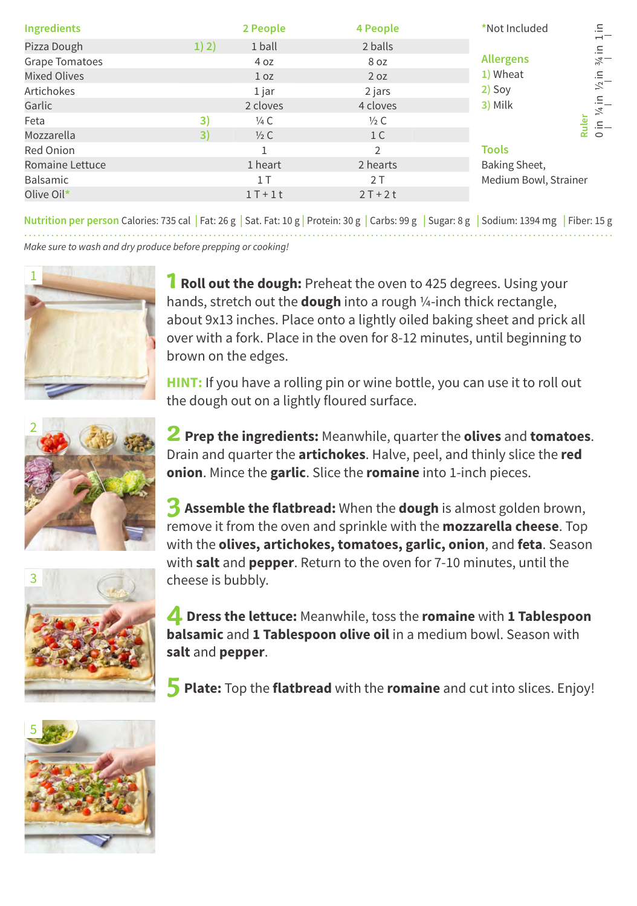| Ingredients | | 2 People | 4 People |
|---|---|---|---|
| Pizza Dough | 1) 2) | 1 ball | 2 balls |
| Grape Tomatoes | | 4 oz | 8 oz |
| Mixed Olives | | 1 oz | 2 oz |
| Artichokes | | 1 jar | 2 jars |
| Garlic | | 2 cloves | 4 cloves |
| Feta | 3) | ¼ C | ½ C |
| Mozzarella | 3) | ½ C | 1 C |
| Red Onion | | 1 | 2 |
| Romaine Lettuce | | 1 heart | 2 hearts |
| Balsamic | | 1 T | 2 T |
| Olive Oil* | | 1 T + 1 t | 2 T + 2 t |

*Not Included

**Allergens**
1) Wheat
2) Soy
3) Milk

**Ruler**
0 in ¼ in ½ in ¾ in 1 in

**Tools**
Baking Sheet, Medium Bowl, Strainer

**Nutrition per person** Calories: 735 cal | Fat: 26 g | Sat. Fat: 10 g | Protein: 30 g | Carbs: 99 g | Sugar: 8 g | Sodium: 1394 mg | Fiber: 15 g

*Make sure to wash and dry produce before prepping or cooking!*

1

**1 Roll out the dough:** Preheat the oven to 425 degrees. Using your hands, stretch out the **dough** into a rough ¼-inch thick rectangle, about 9x13 inches. Place onto a lightly oiled baking sheet and prick all over with a fork. Place in the oven for 8-12 minutes, until beginning to brown on the edges.

**HINT:** If you have a rolling pin or wine bottle, you can use it to roll out the dough out on a lightly floured surface.

2

**2 Prep the ingredients:** Meanwhile, quarter the **olives** and **tomatoes**. Drain and quarter the **artichokes**. Halve, peel, and thinly slice the **red onion**. Mince the **garlic**. Slice the **romaine** into 1-inch pieces.

3

**3 Assemble the flatbread:** When the **dough** is almost golden brown, remove it from the oven and sprinkle with the **mozzarella cheese**. Top with the **olives, artichokes, tomatoes, garlic, onion**, and **feta**. Season with **salt** and **pepper**. Return to the oven for 7-10 minutes, until the cheese is bubbly.

**4 Dress the lettuce:** Meanwhile, toss the **romaine** with **1 Tablespoon balsamic** and **1 Tablespoon olive oil** in a medium bowl. Season with **salt** and **pepper**.

5

**5 Plate:** Top the **flatbread** with the **romaine** and cut into slices. Enjoy!